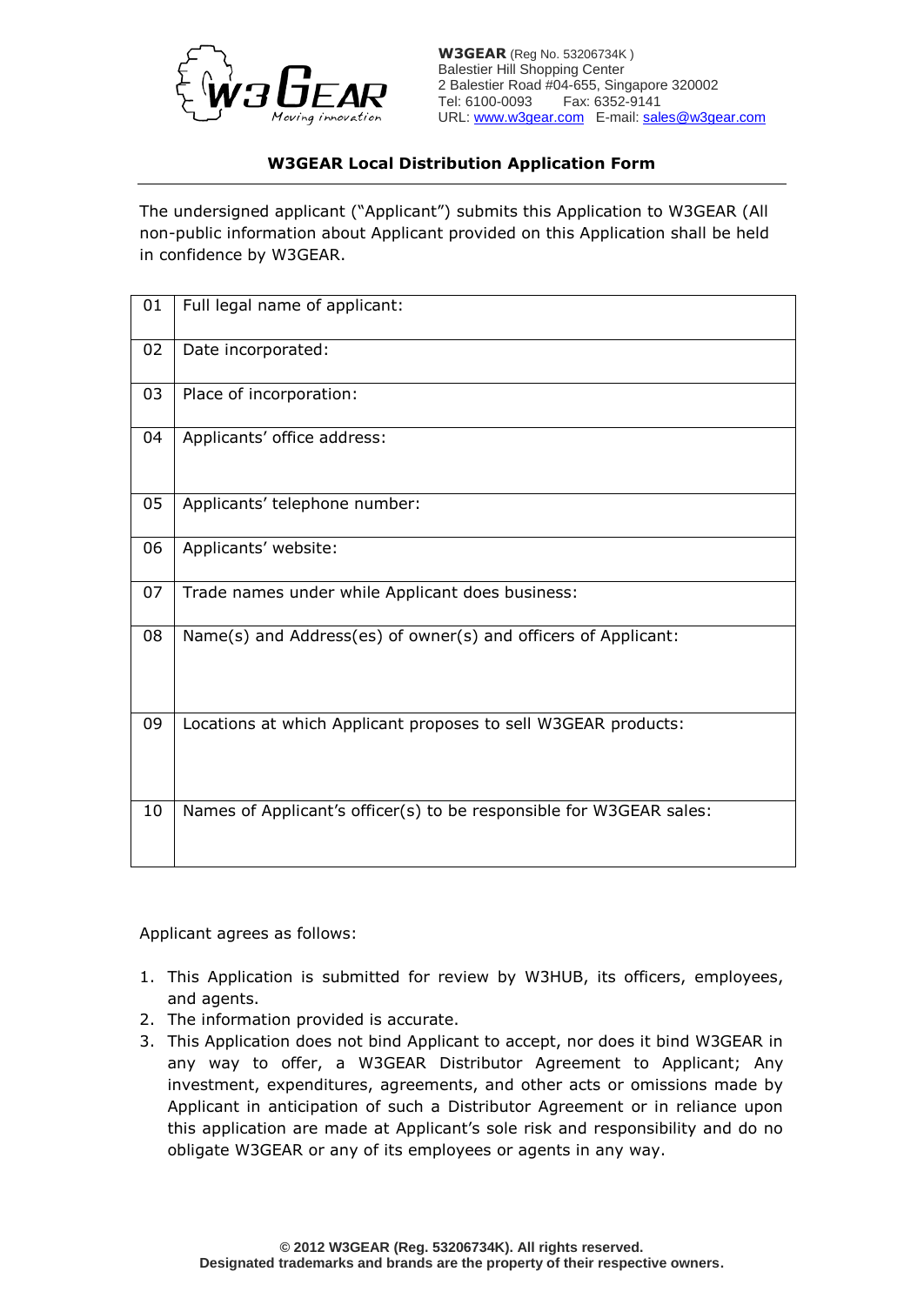**W3GEAR** (Reg No. 53206734K )
Balestier Hill Shopping Center
2 Balestier Road #04-655, Singapore 320002
Tel: 6100-0093 Fax: 6352-9141
URL: www.w3gear.com E-mail: sales@w3gear.com

## W3GEAR Local Distribution Application Form

The undersigned applicant ("Applicant") submits this Application to W3GEAR (All non-public information about Applicant provided on this Application shall be held in confidence by W3GEAR.

| | |
|---|---|
| 01 | Full legal name of applicant: |
| 02 | Date incorporated: |
| 03 | Place of incorporation: |
| 04 | Applicants' office address: |
| 05 | Applicants' telephone number: |
| 06 | Applicants' website: |
| 07 | Trade names under while Applicant does business: |
| 08 | Name(s) and Address(es) of owner(s) and officers of Applicant: |
| 09 | Locations at which Applicant proposes to sell W3GEAR products: |
| 10 | Names of Applicant's officer(s) to be responsible for W3GEAR sales: |

Applicant agrees as follows:

1. This Application is submitted for review by W3HUB, its officers, employees, and agents.
2. The information provided is accurate.
3. This Application does not bind Applicant to accept, nor does it bind W3GEAR in any way to offer, a W3GEAR Distributor Agreement to Applicant; Any investment, expenditures, agreements, and other acts or omissions made by Applicant in anticipation of such a Distributor Agreement or in reliance upon this application are made at Applicant's sole risk and responsibility and do no obligate W3GEAR or any of its employees or agents in any way.

**© 2012 W3GEAR (Reg. 53206734K). All rights reserved.**
**Designated trademarks and brands are the property of their respective owners.**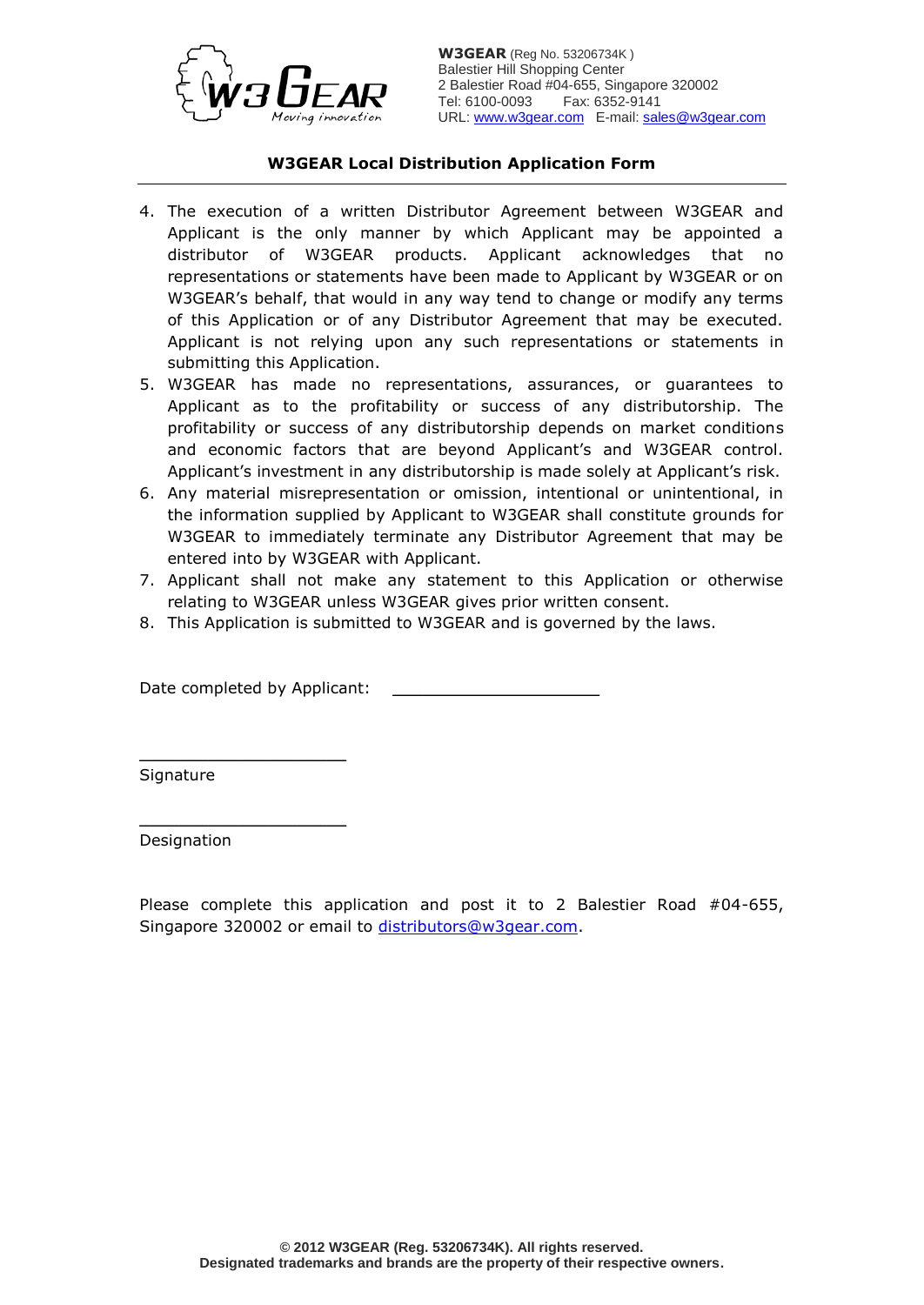**W3GEAR** (Reg No. 53206734K )
Balestier Hill Shopping Center
2 Balestier Road #04-655, Singapore 320002
Tel: 6100-0093 Fax: 6352-9141
URL: www.w3gear.com E-mail: sales@w3gear.com

## W3GEAR Local Distribution Application Form

4. The execution of a written Distributor Agreement between W3GEAR and Applicant is the only manner by which Applicant may be appointed a distributor of W3GEAR products. Applicant acknowledges that no representations or statements have been made to Applicant by W3GEAR or on W3GEAR's behalf, that would in any way tend to change or modify any terms of this Application or of any Distributor Agreement that may be executed. Applicant is not relying upon any such representations or statements in submitting this Application.
5. W3GEAR has made no representations, assurances, or guarantees to Applicant as to the profitability or success of any distributorship. The profitability or success of any distributorship depends on market conditions and economic factors that are beyond Applicant's and W3GEAR control. Applicant's investment in any distributorship is made solely at Applicant's risk.
6. Any material misrepresentation or omission, intentional or unintentional, in the information supplied by Applicant to W3GEAR shall constitute grounds for W3GEAR to immediately terminate any Distributor Agreement that may be entered into by W3GEAR with Applicant.
7. Applicant shall not make any statement to this Application or otherwise relating to W3GEAR unless W3GEAR gives prior written consent.
8. This Application is submitted to W3GEAR and is governed by the laws.

Date completed by Applicant: ____________________

____________________
Signature

____________________
Designation

Please complete this application and post it to 2 Balestier Road #04-655, Singapore 320002 or email to distributors@w3gear.com.

**© 2012 W3GEAR (Reg. 53206734K). All rights reserved.**
**Designated trademarks and brands are the property of their respective owners.**